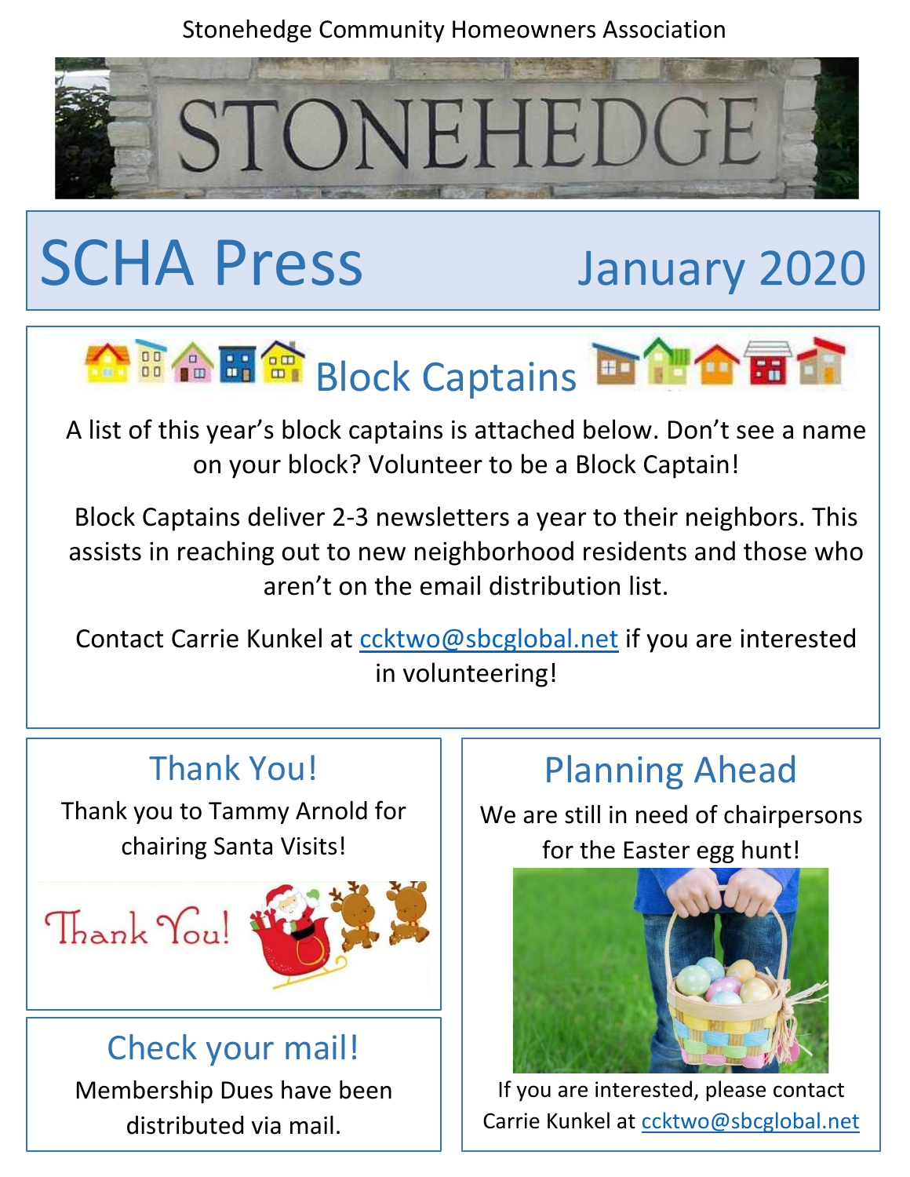Stonehedge Community Homeowners Association

STONEHEDGE

# SCHA Press

January 2020

## Block Captains

A list of this year's block captains is attached below. Don't see a name on your block? Volunteer to be a Block Captain!

Block Captains deliver 2-3 newsletters a year to their neighbors. This assists in reaching out to new neighborhood residents and those who aren't on the email distribution list.

Contact Carrie Kunkel at ccktwo@sbcglobal.net if you are interested in volunteering!

## Thank You!

Thank you to Tammy Arnold for chairing Santa Visits!

## Check your mail!

Membership Dues have been distributed via mail.

## Planning Ahead

We are still in need of chairpersons for the Easter egg hunt!

If you are interested, please contact Carrie Kunkel at ccktwo@sbcglobal.net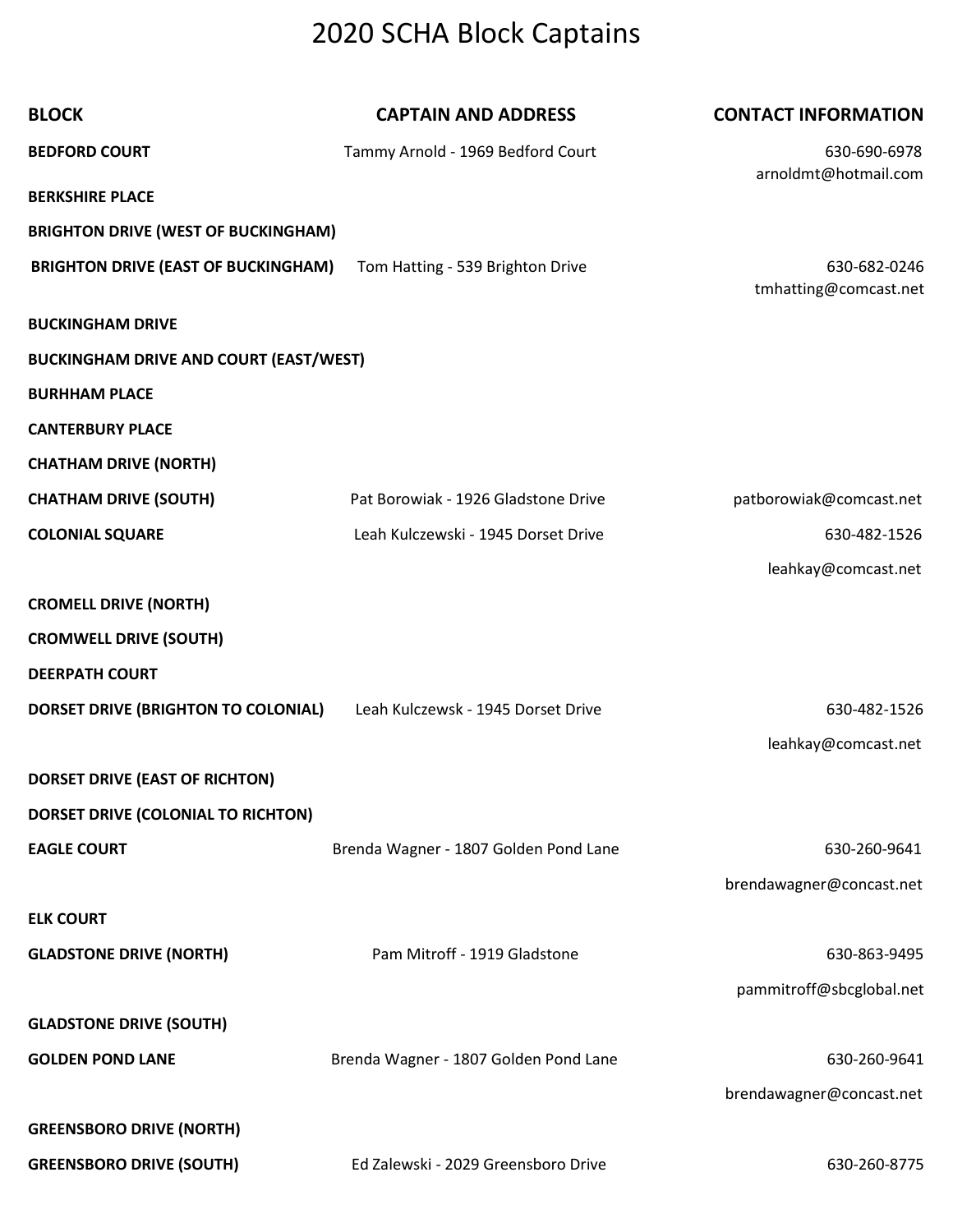# 2020 SCHA Block Captains

| BLOCK | CAPTAIN AND ADDRESS | CONTACT INFORMATION |
|---|---|---|
| **BEDFORD COURT** | Tammy Arnold - 1969 Bedford Court | 630-690-6978<br>arnoldmt@hotmail.com |
| **BERKSHIRE PLACE** | | |
| **BRIGHTON DRIVE (WEST OF BUCKINGHAM)** | | |
| **BRIGHTON DRIVE (EAST OF BUCKINGHAM)** | Tom Hatting - 539 Brighton Drive | 630-682-0246<br>tmhatting@comcast.net |
| **BUCKINGHAM DRIVE** | | |
| **BUCKINGHAM DRIVE AND COURT (EAST/WEST)** | | |
| **BURHHAM PLACE** | | |
| **CANTERBURY PLACE** | | |
| **CHATHAM DRIVE (NORTH)** | | |
| **CHATHAM DRIVE (SOUTH)** | Pat Borowiak - 1926 Gladstone Drive | patborowiak@comcast.net |
| **COLONIAL SQUARE** | Leah Kulczewski - 1945 Dorset Drive | 630-482-1526<br>leahkay@comcast.net |
| **CROMELL DRIVE (NORTH)** | | |
| **CROMWELL DRIVE (SOUTH)** | | |
| **DEERPATH COURT** | | |
| **DORSET DRIVE (BRIGHTON TO COLONIAL)** | Leah Kulczewsk - 1945 Dorset Drive | 630-482-1526<br>leahkay@comcast.net |
| **DORSET DRIVE (EAST OF RICHTON)** | | |
| **DORSET DRIVE (COLONIAL TO RICHTON)** | | |
| **EAGLE COURT** | Brenda Wagner - 1807 Golden Pond Lane | 630-260-9641<br>brendawagner@concast.net |
| **ELK COURT** | | |
| **GLADSTONE DRIVE (NORTH)** | Pam Mitroff - 1919 Gladstone | 630-863-9495<br>pammitroff@sbcglobal.net |
| **GLADSTONE DRIVE (SOUTH)** | | |
| **GOLDEN POND LANE** | Brenda Wagner - 1807 Golden Pond Lane | 630-260-9641<br>brendawagner@concast.net |
| **GREENSBORO DRIVE (NORTH)** | | |
| **GREENSBORO DRIVE (SOUTH)** | Ed Zalewski - 2029 Greensboro Drive | 630-260-8775 |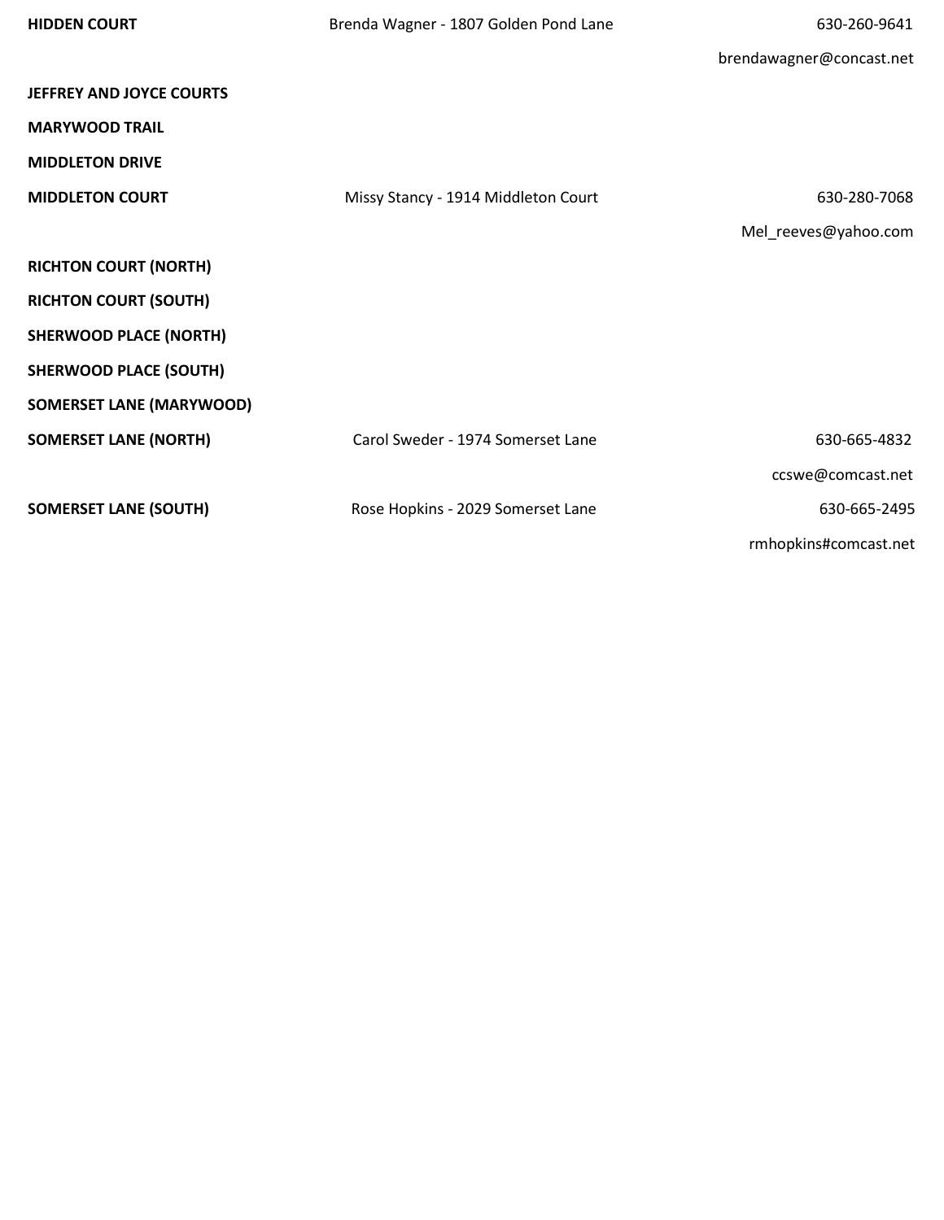| | | |
|---|---|---|
| **HIDDEN COURT** | Brenda Wagner - 1807 Golden Pond Lane | 630-260-9641 |
| | | brendawagner@concast.net |
| **JEFFREY AND JOYCE COURTS** | | |
| **MARYWOOD TRAIL** | | |
| **MIDDLETON DRIVE** | | |
| **MIDDLETON COURT** | Missy Stancy - 1914 Middleton Court | 630-280-7068 |
| | | Mel_reeves@yahoo.com |
| **RICHTON COURT (NORTH)** | | |
| **RICHTON COURT (SOUTH)** | | |
| **SHERWOOD PLACE (NORTH)** | | |
| **SHERWOOD PLACE (SOUTH)** | | |
| **SOMERSET LANE (MARYWOOD)** | | |
| **SOMERSET LANE (NORTH)** | Carol Sweder - 1974 Somerset Lane | 630-665-4832 |
| | | ccswe@comcast.net |
| **SOMERSET LANE (SOUTH)** | Rose Hopkins - 2029 Somerset Lane | 630-665-2495 |
| | | rmhopkins#comcast.net |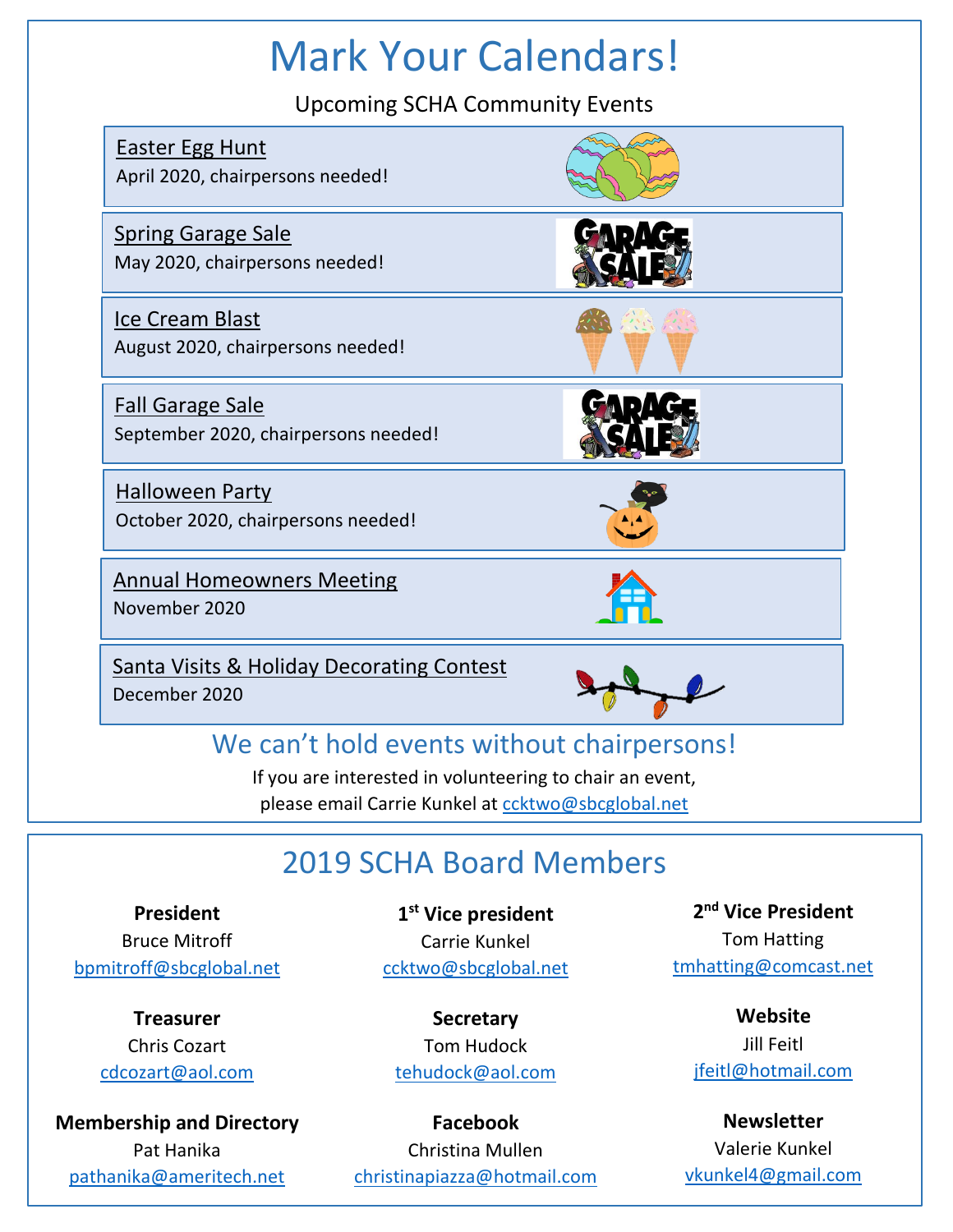# Mark Your Calendars!

Upcoming SCHA Community Events

**Easter Egg Hunt**
April 2020, chairpersons needed!

**Spring Garage Sale**
May 2020, chairpersons needed!

**Ice Cream Blast**
August 2020, chairpersons needed!

**Fall Garage Sale**
September 2020, chairpersons needed!

**Halloween Party**
October 2020, chairpersons needed!

**Annual Homeowners Meeting**
November 2020

**Santa Visits & Holiday Decorating Contest**
December 2020

## We can't hold events without chairpersons!

If you are interested in volunteering to chair an event, please email Carrie Kunkel at ccktwo@sbcglobal.net

# 2019 SCHA Board Members

**President**
Bruce Mitroff
bpmitroff@sbcglobal.net

**1st Vice president**
Carrie Kunkel
ccktwo@sbcglobal.net

**2nd Vice President**
Tom Hatting
tmhatting@comcast.net

**Treasurer**
Chris Cozart
cdcozart@aol.com

**Secretary**
Tom Hudock
tehudock@aol.com

**Website**
Jill Feitl
jfeitl@hotmail.com

**Membership and Directory**
Pat Hanika
pathanika@ameritech.net

**Facebook**
Christina Mullen
christinapiazza@hotmail.com

**Newsletter**
Valerie Kunkel
vkunkel4@gmail.com